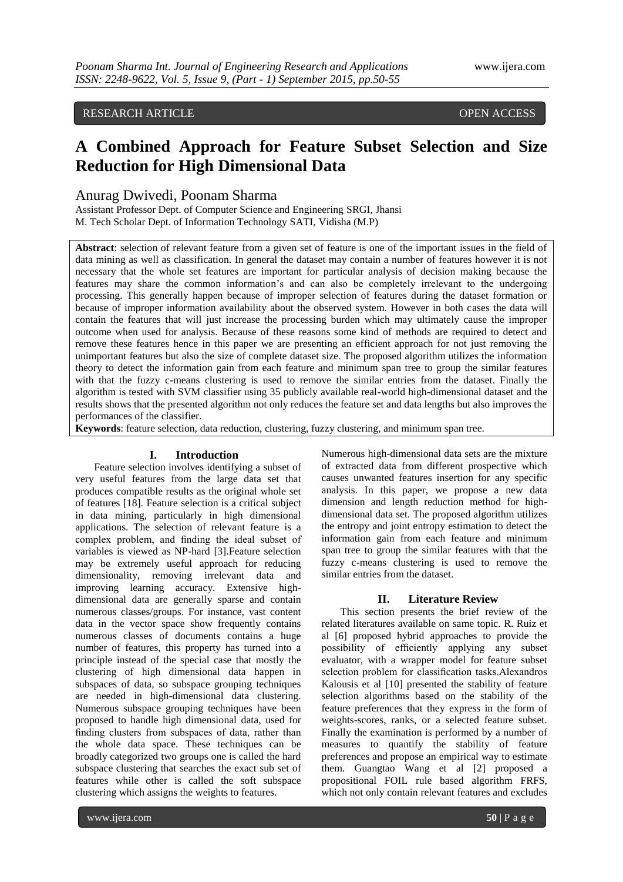RESEARCH ARTICLE OPEN ACCESS

# A Combined Approach for Feature Subset Selection and Size Reduction for High Dimensional Data

Anurag Dwivedi, Poonam Sharma

Assistant Professor Dept. of Computer Science and Engineering SRGI, Jhansi
M. Tech Scholar Dept. of Information Technology SATI, Vidisha (M.P)

**Abstract**: selection of relevant feature from a given set of feature is one of the important issues in the field of data mining as well as classification. In general the dataset may contain a number of features however it is not necessary that the whole set features are important for particular analysis of decision making because the features may share the common information's and can also be completely irrelevant to the undergoing processing. This generally happen because of improper selection of features during the dataset formation or because of improper information availability about the observed system. However in both cases the data will contain the features that will just increase the processing burden which may ultimately cause the improper outcome when used for analysis. Because of these reasons some kind of methods are required to detect and remove these features hence in this paper we are presenting an efficient approach for not just removing the unimportant features but also the size of complete dataset size. The proposed algorithm utilizes the information theory to detect the information gain from each feature and minimum span tree to group the similar features with that the fuzzy c-means clustering is used to remove the similar entries from the dataset. Finally the algorithm is tested with SVM classifier using 35 publicly available real-world high-dimensional dataset and the results shows that the presented algorithm not only reduces the feature set and data lengths but also improves the performances of the classifier.

**Keywords**: feature selection, data reduction, clustering, fuzzy clustering, and minimum span tree.

## I. Introduction

Feature selection involves identifying a subset of very useful features from the large data set that produces compatible results as the original whole set of features [18]. Feature selection is a critical subject in data mining, particularly in high dimensional applications. The selection of relevant feature is a complex problem, and finding the ideal subset of variables is viewed as NP-hard [3].Feature selection may be extremely useful approach for reducing dimensionality, removing irrelevant data and improving learning accuracy. Extensive high-dimensional data are generally sparse and contain numerous classes/groups. For instance, vast content data in the vector space show frequently contains numerous classes of documents contains a huge number of features, this property has turned into a principle instead of the special case that mostly the clustering of high dimensional data happen in subspaces of data, so subspace grouping techniques are needed in high-dimensional data clustering. Numerous subspace grouping techniques have been proposed to handle high dimensional data, used for finding clusters from subspaces of data, rather than the whole data space. These techniques can be broadly categorized two groups one is called the hard subspace clustering that searches the exact sub set of features while other is called the soft subspace clustering which assigns the weights to features. Numerous high-dimensional data sets are the mixture of extracted data from different prospective which causes unwanted features insertion for any specific analysis. In this paper, we propose a new data dimension and length reduction method for high-dimensional data set. The proposed algorithm utilizes the entropy and joint entropy estimation to detect the information gain from each feature and minimum span tree to group the similar features with that the fuzzy c-means clustering is used to remove the similar entries from the dataset.

## II. Literature Review

This section presents the brief review of the related literatures available on same topic. R. Ruiz et al [6] proposed hybrid approaches to provide the possibility of efficiently applying any subset evaluator, with a wrapper model for feature subset selection problem for classification tasks.Alexandros Kalousis et al [10] presented the stability of feature selection algorithms based on the stability of the feature preferences that they express in the form of weights-scores, ranks, or a selected feature subset. Finally the examination is performed by a number of measures to quantify the stability of feature preferences and propose an empirical way to estimate them. Guangtao Wang et al [2] proposed a propositional FOIL rule based algorithm FRFS, which not only contain relevant features and excludes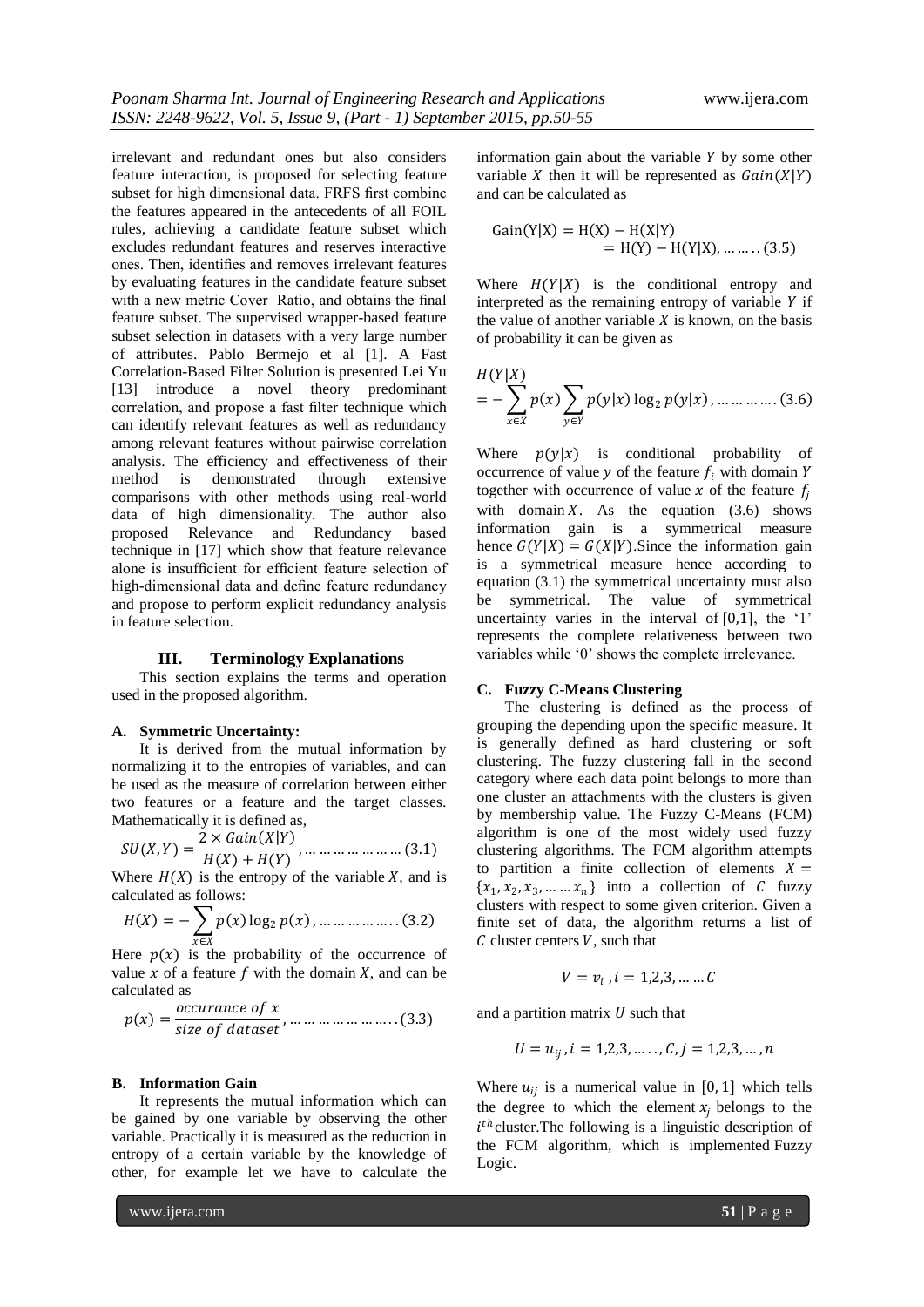irrelevant and redundant ones but also considers feature interaction, is proposed for selecting feature subset for high dimensional data. FRFS first combine the features appeared in the antecedents of all FOIL rules, achieving a candidate feature subset which excludes redundant features and reserves interactive ones. Then, identifies and removes irrelevant features by evaluating features in the candidate feature subset with a new metric Cover Ratio, and obtains the final feature subset. The supervised wrapper-based feature subset selection in datasets with a very large number of attributes. Pablo Bermejo et al [1]. A Fast Correlation-Based Filter Solution is presented Lei Yu [13] introduce a novel theory predominant correlation, and propose a fast filter technique which can identify relevant features as well as redundancy among relevant features without pairwise correlation analysis. The efficiency and effectiveness of their method is demonstrated through extensive comparisons with other methods using real-world data of high dimensionality. The author also proposed Relevance and Redundancy based technique in [17] which show that feature relevance alone is insufficient for efficient feature selection of high-dimensional data and define feature redundancy and propose to perform explicit redundancy analysis in feature selection.

## III. Terminology Explanations

This section explains the terms and operation used in the proposed algorithm.

### A. Symmetric Uncertainty:

It is derived from the mutual information by normalizing it to the entropies of variables, and can be used as the measure of correlation between either two features or a feature and the target classes. Mathematically it is defined as,

$$SU(X,Y) = \frac{2 \times Gain(X|Y)}{H(X) + H(Y)}, \dots\dots\dots\dots\dots\dots (3.1)$$

Where $H(X)$ is the entropy of the variable $X$, and is calculated as follows:

$$H(X) = -\sum_{x \in X} p(x)\log_2 p(x), \dots\dots\dots\dots\dots (3.2)$$

Here $p(x)$ is the probability of the occurrence of value $x$ of a feature $f$ with the domain $X$, and can be calculated as

$$p(x) = \frac{occurance\ of\ x}{size\ of\ dataset}, \dots\dots\dots\dots\dots\dots (3.3)$$

### B. Information Gain

It represents the mutual information which can be gained by one variable by observing the other variable. Practically it is measured as the reduction in entropy of a certain variable by the knowledge of other, for example let we have to calculate the information gain about the variable $Y$ by some other variable $X$ then it will be represented as $Gain(X|Y)$ and can be calculated as

$$\begin{aligned} \mathrm{Gain(Y|X)} &= \mathrm{H(X) - H(X|Y)} \\ &= \mathrm{H(Y) - H(Y|X)}, \dots\dots (3.5) \end{aligned}$$

Where $H(Y|X)$ is the conditional entropy and interpreted as the remaining entropy of variable $Y$ if the value of another variable $X$ is known, on the basis of probability it can be given as

$$H(Y|X) = -\sum_{x \in X} p(x) \sum_{y \in Y} p(y|x)\log_2 p(y|x), \dots\dots\dots (3.6)$$

Where $p(y|x)$ is conditional probability of occurrence of value $y$ of the feature $f_i$ with domain $Y$ together with occurrence of value $x$ of the feature $f_j$ with domain $X$. As the equation (3.6) shows information gain is a symmetrical measure hence $G(Y|X) = G(X|Y)$. Since the information gain is a symmetrical measure hence according to equation (3.1) the symmetrical uncertainty must also be symmetrical. The value of symmetrical uncertainty varies in the interval of [0,1], the '1' represents the complete relativeness between two variables while '0' shows the complete irrelevance.

### C. Fuzzy C-Means Clustering

The clustering is defined as the process of grouping the depending upon the specific measure. It is generally defined as hard clustering or soft clustering. The fuzzy clustering fall in the second category where each data point belongs to more than one cluster an attachments with the clusters is given by membership value. The Fuzzy C-Means (FCM) algorithm is one of the most widely used fuzzy clustering algorithms. The FCM algorithm attempts to partition a finite collection of elements $X = \{x_1, x_2, x_3, \dots\dots x_n\}$ into a collection of $C$ fuzzy clusters with respect to some given criterion. Given a finite set of data, the algorithm returns a list of $C$ cluster centers $V$, such that

$$V = v_i, i = 1,2,3, \dots\dots C$$

and a partition matrix $U$ such that

$$U = u_{ij}, i = 1,2,3, \dots\dots, C, j = 1,2,3, \dots, n$$

Where $u_{ij}$ is a numerical value in $[0, 1]$ which tells the degree to which the element $x_j$ belongs to the $i^{th}$ cluster. The following is a linguistic description of the FCM algorithm, which is implemented Fuzzy Logic.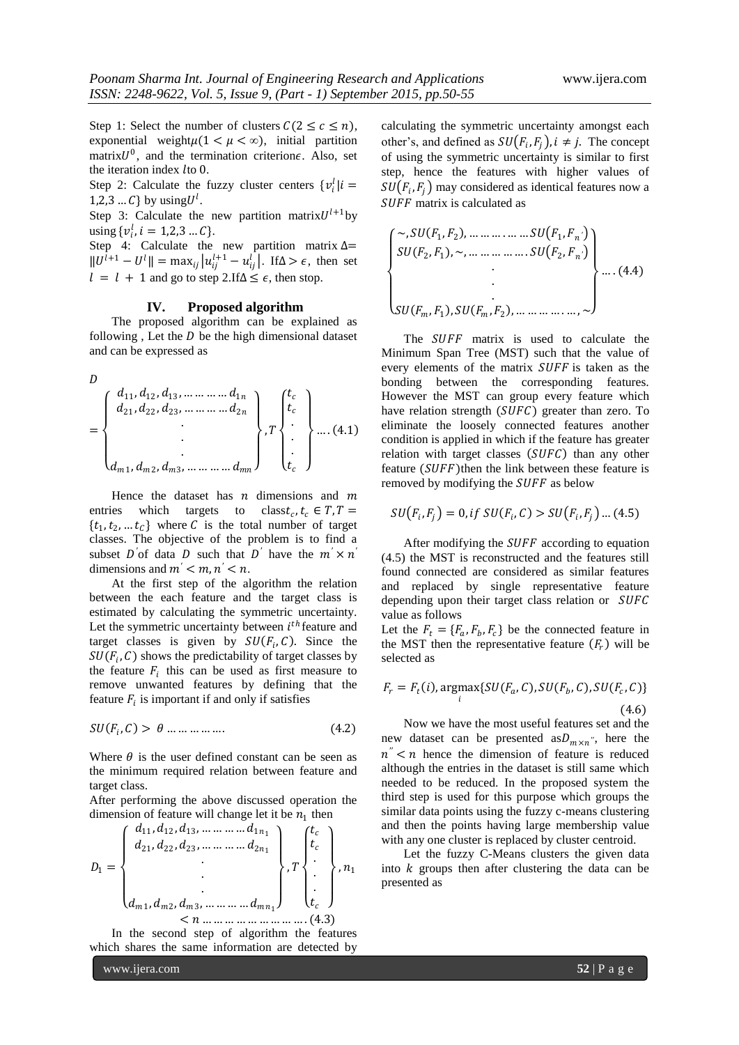Step 1: Select the number of clusters $C(2 \leq c \leq n)$, exponential weight $\mu(1 < \mu < \infty)$, initial partition matrix $U^0$, and the termination criterion $\epsilon$. Also, set the iteration index $l$ to 0.

Step 2: Calculate the fuzzy cluster centers $\{v_i^l | i = 1,2,3 \ldots C\}$ by using $U^l$.

Step 3: Calculate the new partition matrix $U^{l+1}$ by using $\{v_i^l, i = 1,2,3 \ldots C\}$.

Step 4: Calculate the new partition matrix $\Delta = \|U^{l+1} - U^l\| = \max_{ij} |u_{ij}^{l+1} - u_{ij}^l|$. If $\Delta > \epsilon$, then set $l = l + 1$ and go to step 2. If $\Delta \leq \epsilon$, then stop.

## IV. Proposed algorithm

The proposed algorithm can be explained as following , Let the $D$ be the high dimensional dataset and can be expressed as

$$D = \begin{Bmatrix} d_{11}, d_{12}, d_{13}, \ldots \ldots \ldots \ldots d_{1n} \\ d_{21}, d_{22}, d_{23}, \ldots \ldots \ldots \ldots d_{2n} \\ \cdot \\ \cdot \\ \cdot \\ d_{m1}, d_{m2}, d_{m3}, \ldots \ldots \ldots \ldots d_{mn} \end{Bmatrix}, T \begin{Bmatrix} t_c \\ t_c \\ \cdot \\ \cdot \\ \cdot \\ t_c \end{Bmatrix} \ldots . (4.1)$$

Hence the dataset has $n$ dimensions and $m$ entries which targets to class $t_c, t_c \in T, T = \{t_1, t_2, \ldots t_C\}$ where $C$ is the total number of target classes. The objective of the problem is to find a subset $D'$ of data $D$ such that $D'$ have the $m' \times n'$ dimensions and $m' < m, n' < n$.

At the first step of the algorithm the relation between the each feature and the target class is estimated by calculating the symmetric uncertainty. Let the symmetric uncertainty between $i^{th}$ feature and target classes is given by $SU(F_i, C)$. Since the $SU(F_i, C)$ shows the predictability of target classes by the feature $F_i$ this can be used as first measure to remove unwanted features by defining that the feature $F_i$ is important if and only if satisfies

$$SU(F_i, C) > \theta \ldots \ldots \ldots \ldots . \qquad (4.2)$$

Where $\theta$ is the user defined constant can be seen as the minimum required relation between feature and target class.

After performing the above discussed operation the dimension of feature will change let it be $n_1$ then

$$D_1 = \begin{Bmatrix} d_{11}, d_{12}, d_{13}, \ldots \ldots \ldots \ldots d_{1n_1} \\ d_{21}, d_{22}, d_{23}, \ldots \ldots \ldots \ldots d_{2n_1} \\ \cdot \\ \cdot \\ \cdot \\ d_{m1}, d_{m2}, d_{m3}, \ldots \ldots \ldots \ldots d_{mn_1} \end{Bmatrix}, T \begin{Bmatrix} t_c \\ t_c \\ \cdot \\ \cdot \\ \cdot \\ t_c \end{Bmatrix}, n_1 < n \ldots \ldots \ldots \ldots \ldots \ldots \ldots . (4.3)$$

In the second step of algorithm the features which shares the same information are detected by calculating the symmetric uncertainty amongst each other's, and defined as $SU(F_i, F_j), i \neq j$. The concept of using the symmetric uncertainty is similar to first step, hence the features with higher values of $SU(F_i, F_j)$ may considered as identical features now a $SUFF$ matrix is calculated as

$$\begin{Bmatrix} \sim, SU(F_1, F_2), \ldots \ldots \ldots \ldots \ldots SU(F_1, F_{n'}) \\ SU(F_2, F_1), \sim, \ldots \ldots \ldots \ldots \ldots SU(F_2, F_{n'}) \\ \cdot \\ \cdot \\ \cdot \\ SU(F_m, F_1), SU(F_m, F_2), \ldots \ldots \ldots \ldots \ldots, \sim \end{Bmatrix} \ldots . (4.4)$$

The $SUFF$ matrix is used to calculate the Minimum Span Tree (MST) such that the value of every elements of the matrix $SUFF$ is taken as the bonding between the corresponding features. However the MST can group every feature which have relation strength ($SUFC$) greater than zero. To eliminate the loosely connected features another condition is applied in which if the feature has greater relation with target classes ($SUFC$) than any other feature ($SUFF$)then the link between these feature is removed by modifying the $SUFF$ as below

$$SU(F_i, F_j) = 0, if\ SU(F_i, C) > SU(F_i, F_j) \ldots (4.5)$$

After modifying the $SUFF$ according to equation (4.5) the MST is reconstructed and the features still found connected are considered as similar features and replaced by single representative feature depending upon their target class relation or $SUFC$ value as follows

Let the $F_t = \{F_a, F_b, F_c\}$ be the connected feature in the MST then the representative feature ($F_r$) will be selected as

$$F_r = F_t(i), \underset{i}{\operatorname{argmax}}\{SU(F_a, C), SU(F_b, C), SU(F_c, C)\} \qquad (4.6)$$

Now we have the most useful features set and the new dataset can be presented as $D_{m \times n''}$, here the $n'' < n$ hence the dimension of feature is reduced although the entries in the dataset is still same which needed to be reduced. In the proposed system the third step is used for this purpose which groups the similar data points using the fuzzy c-means clustering and then the points having large membership value with any one cluster is replaced by cluster centroid.

Let the fuzzy C-Means clusters the given data into $k$ groups then after clustering the data can be presented as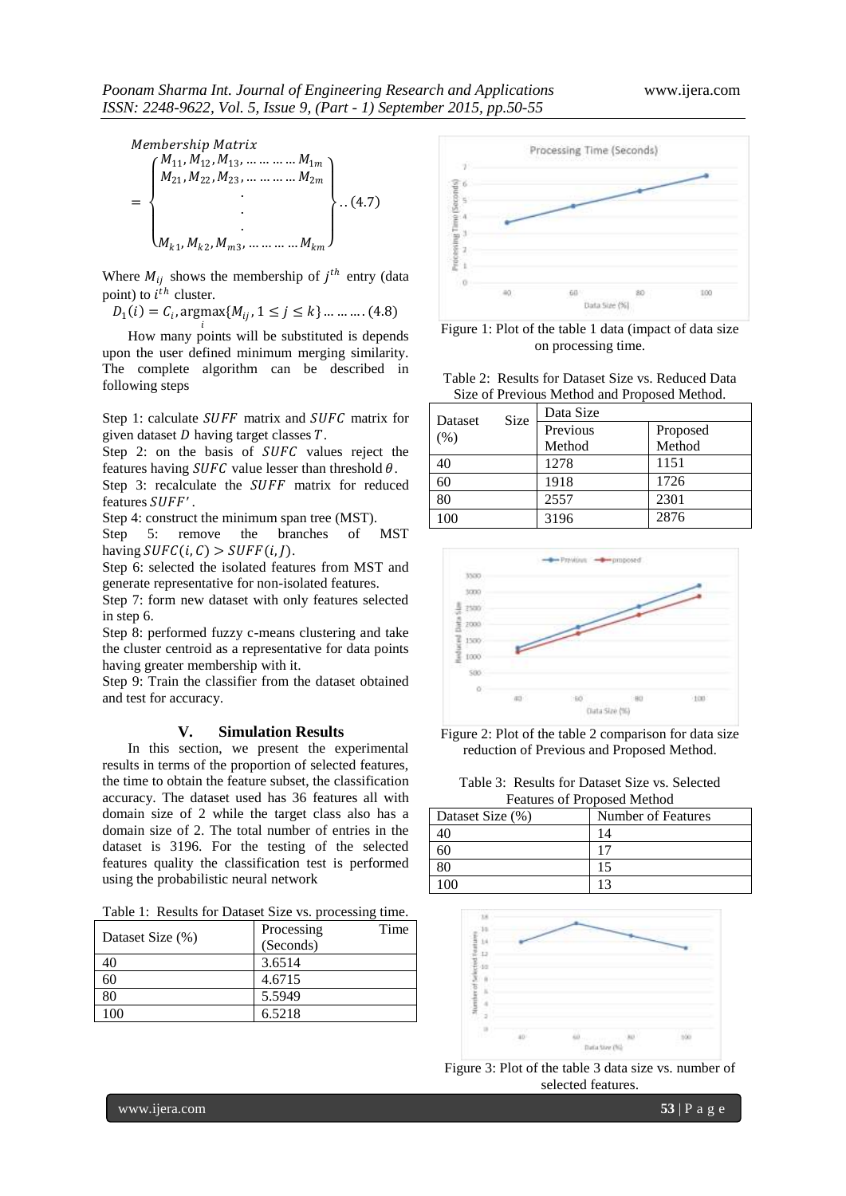$$Membership\ Matrix = \begin{Bmatrix} M_{11}, M_{12}, M_{13}, \dots \dots \dots M_{1m} \\ M_{21}, M_{22}, M_{23}, \dots \dots \dots M_{2m} \\ . \\ . \\ . \\ M_{k1}, M_{k2}, M_{m3}, \dots \dots \dots M_{km} \end{Bmatrix} ..(4.7)$$

Where $M_{ij}$ shows the membership of $j^{th}$ entry (data point) to $i^{th}$ cluster.

$$D_1(i) = C_i, \underset{i}{\text{argmax}}\{M_{ij}, 1 \le j \le k\} \dots \dots \dots (4.8)$$

How many points will be substituted is depends upon the user defined minimum merging similarity. The complete algorithm can be described in following steps

Step 1: calculate $SUFF$ matrix and $SUFC$ matrix for given dataset $D$ having target classes $T$.
Step 2: on the basis of $SUFC$ values reject the features having $SUFC$ value lesser than threshold $\theta$.
Step 3: recalculate the $SUFF$ matrix for reduced features $SUFF'$.
Step 4: construct the minimum span tree (MST).
Step 5: remove the branches of MST having $SUFC(i, C) > SUFF(i, J)$.
Step 6: selected the isolated features from MST and generate representative for non-isolated features.
Step 7: form new dataset with only features selected in step 6.
Step 8: performed fuzzy c-means clustering and take the cluster centroid as a representative for data points having greater membership with it.
Step 9: Train the classifier from the dataset obtained and test for accuracy.

## V. Simulation Results

In this section, we present the experimental results in terms of the proportion of selected features, the time to obtain the feature subset, the classification accuracy. The dataset used has 36 features all with domain size of 2 while the target class also has a domain size of 2. The total number of entries in the dataset is 3196. For the testing of the selected features quality the classification test is performed using the probabilistic neural network

Table 1: Results for Dataset Size vs. processing time.

| Dataset Size (%) | Processing Time (Seconds) |
|---|---|
| 40 | 3.6514 |
| 60 | 4.6715 |
| 80 | 5.5949 |
| 100 | 6.5218 |

Figure 1: Plot of the table 1 data (impact of data size on processing time.

Table 2: Results for Dataset Size vs. Reduced Data Size of Previous Method and Proposed Method.

| Dataset Size (%) | Data Size | |
|---|---|---|
| | Previous Method | Proposed Method |
| 40 | 1278 | 1151 |
| 60 | 1918 | 1726 |
| 80 | 2557 | 2301 |
| 100 | 3196 | 2876 |

Figure 2: Plot of the table 2 comparison for data size reduction of Previous and Proposed Method.

Table 3: Results for Dataset Size vs. Selected Features of Proposed Method

| Dataset Size (%) | Number of Features |
|---|---|
| 40 | 14 |
| 60 | 17 |
| 80 | 15 |
| 100 | 13 |

Figure 3: Plot of the table 3 data size vs. number of selected features.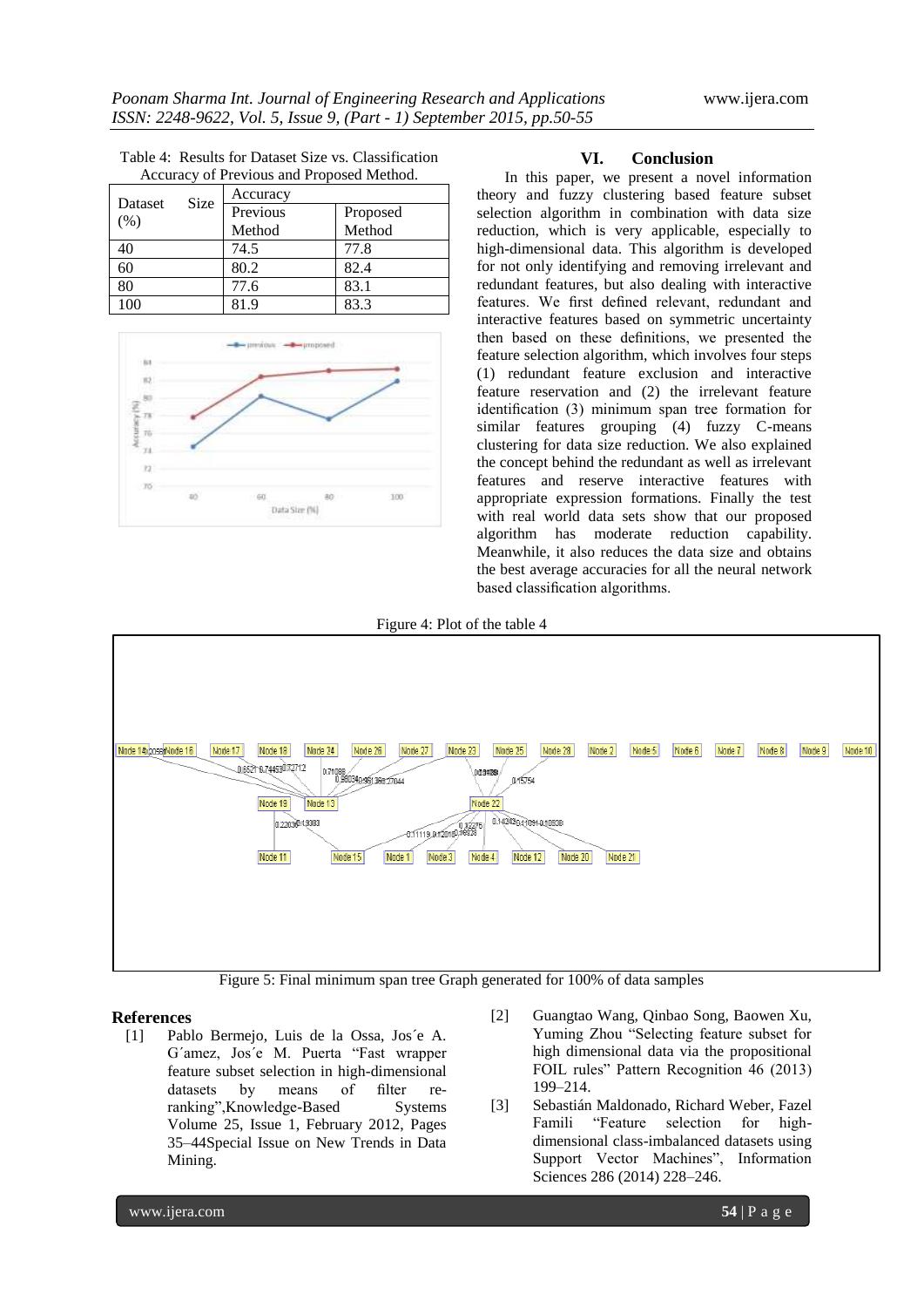Table 4: Results for Dataset Size vs. Classification Accuracy of Previous and Proposed Method.

| Dataset Size (%) | Accuracy | |
|---|---|---|
| | Previous Method | Proposed Method |
| 40 | 74.5 | 77.8 |
| 60 | 80.2 | 82.4 |
| 80 | 77.6 | 83.1 |
| 100 | 81.9 | 83.3 |

Figure 4: Plot of the table 4

## VI. Conclusion

In this paper, we present a novel information theory and fuzzy clustering based feature subset selection algorithm in combination with data size reduction, which is very applicable, especially to high-dimensional data. This algorithm is developed for not only identifying and removing irrelevant and redundant features, but also dealing with interactive features. We first defined relevant, redundant and interactive features based on symmetric uncertainty then based on these definitions, we presented the feature selection algorithm, which involves four steps (1) redundant feature exclusion and interactive feature reservation and (2) the irrelevant feature identification (3) minimum span tree formation for similar features grouping (4) fuzzy C-means clustering for data size reduction. We also explained the concept behind the redundant as well as irrelevant features and reserve interactive features with appropriate expression formations. Finally the test with real world data sets show that our proposed algorithm has moderate reduction capability. Meanwhile, it also reduces the data size and obtains the best average accuracies for all the neural network based classification algorithms.

Figure 5: Final minimum span tree Graph generated for 100% of data samples

## References

[1] Pablo Bermejo, Luis de la Ossa, Jos´e A. G´amez, Jos´e M. Puerta "Fast wrapper feature subset selection in high-dimensional datasets by means of filter re-ranking",Knowledge-Based Systems Volume 25, Issue 1, February 2012, Pages 35–44Special Issue on New Trends in Data Mining.

[2] Guangtao Wang, Qinbao Song, Baowen Xu, Yuming Zhou "Selecting feature subset for high dimensional data via the propositional FOIL rules" Pattern Recognition 46 (2013) 199–214.

[3] Sebastián Maldonado, Richard Weber, Fazel Famili "Feature selection for high-dimensional class-imbalanced datasets using Support Vector Machines", Information Sciences 286 (2014) 228–246.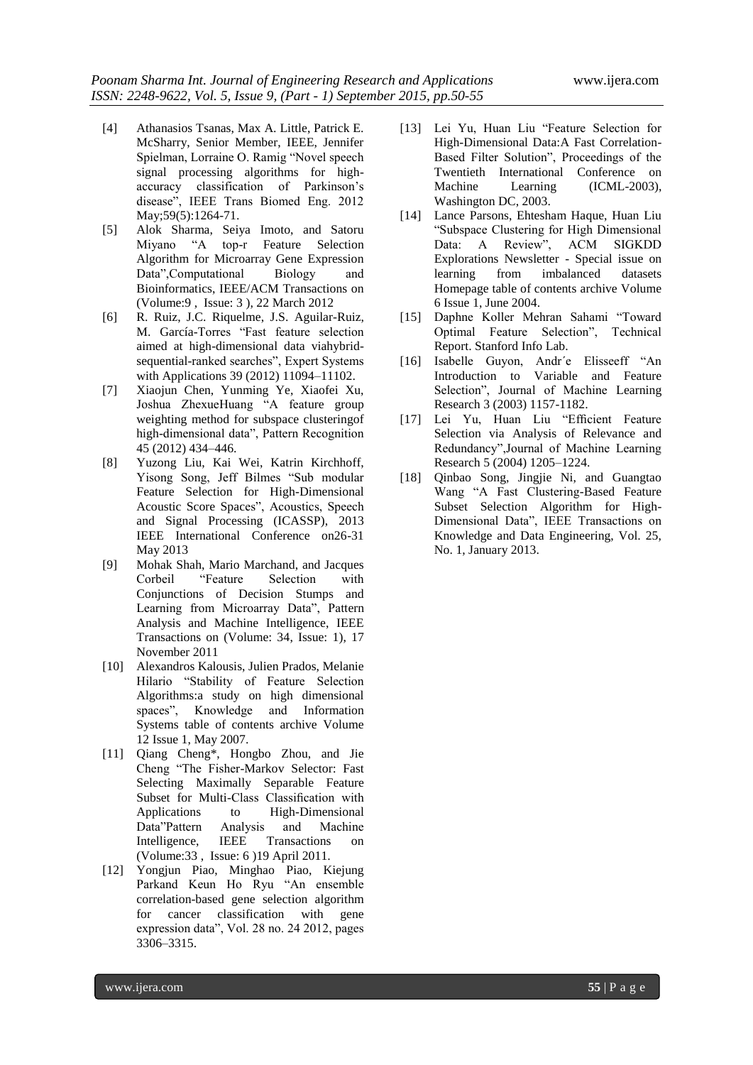[4] Athanasios Tsanas, Max A. Little, Patrick E. McSharry, Senior Member, IEEE, Jennifer Spielman, Lorraine O. Ramig "Novel speech signal processing algorithms for high-accuracy classification of Parkinson's disease", IEEE Trans Biomed Eng. 2012 May;59(5):1264-71.

[5] Alok Sharma, Seiya Imoto, and Satoru Miyano "A top-r Feature Selection Algorithm for Microarray Gene Expression Data",Computational Biology and Bioinformatics, IEEE/ACM Transactions on (Volume:9 , Issue: 3 ), 22 March 2012

[6] R. Ruiz, J.C. Riquelme, J.S. Aguilar-Ruiz, M. García-Torres "Fast feature selection aimed at high-dimensional data viahybrid-sequential-ranked searches", Expert Systems with Applications 39 (2012) 11094–11102.

[7] Xiaojun Chen, Yunming Ye, Xiaofei Xu, Joshua ZhexueHuang "A feature group weighting method for subspace clusteringof high-dimensional data", Pattern Recognition 45 (2012) 434–446.

[8] Yuzong Liu, Kai Wei, Katrin Kirchhoff, Yisong Song, Jeff Bilmes "Sub modular Feature Selection for High-Dimensional Acoustic Score Spaces", Acoustics, Speech and Signal Processing (ICASSP), 2013 IEEE International Conference on26-31 May 2013

[9] Mohak Shah, Mario Marchand, and Jacques Corbeil "Feature Selection with Conjunctions of Decision Stumps and Learning from Microarray Data", Pattern Analysis and Machine Intelligence, IEEE Transactions on (Volume: 34, Issue: 1), 17 November 2011

[10] Alexandros Kalousis, Julien Prados, Melanie Hilario "Stability of Feature Selection Algorithms:a study on high dimensional spaces", Knowledge and Information Systems table of contents archive Volume 12 Issue 1, May 2007.

[11] Qiang Cheng*, Hongbo Zhou, and Jie Cheng "The Fisher-Markov Selector: Fast Selecting Maximally Separable Feature Subset for Multi-Class Classification with Applications to High-Dimensional Data"Pattern Analysis and Machine Intelligence, IEEE Transactions on (Volume:33 , Issue: 6 )19 April 2011.

[12] Yongjun Piao, Minghao Piao, Kiejung Parkand Keun Ho Ryu "An ensemble correlation-based gene selection algorithm for cancer classification with gene expression data", Vol. 28 no. 24 2012, pages 3306–3315.

[13] Lei Yu, Huan Liu "Feature Selection for High-Dimensional Data:A Fast Correlation-Based Filter Solution", Proceedings of the Twentieth International Conference on Machine Learning (ICML-2003), Washington DC, 2003.

[14] Lance Parsons, Ehtesham Haque, Huan Liu "Subspace Clustering for High Dimensional Data: A Review", ACM SIGKDD Explorations Newsletter - Special issue on learning from imbalanced datasets Homepage table of contents archive Volume 6 Issue 1, June 2004.

[15] Daphne Koller Mehran Sahami "Toward Optimal Feature Selection", Technical Report. Stanford Info Lab.

[16] Isabelle Guyon, Andr´e Elisseeff "An Introduction to Variable and Feature Selection", Journal of Machine Learning Research 3 (2003) 1157-1182.

[17] Lei Yu, Huan Liu "Efficient Feature Selection via Analysis of Relevance and Redundancy",Journal of Machine Learning Research 5 (2004) 1205–1224.

[18] Qinbao Song, Jingjie Ni, and Guangtao Wang "A Fast Clustering-Based Feature Subset Selection Algorithm for High-Dimensional Data", IEEE Transactions on Knowledge and Data Engineering, Vol. 25, No. 1, January 2013.